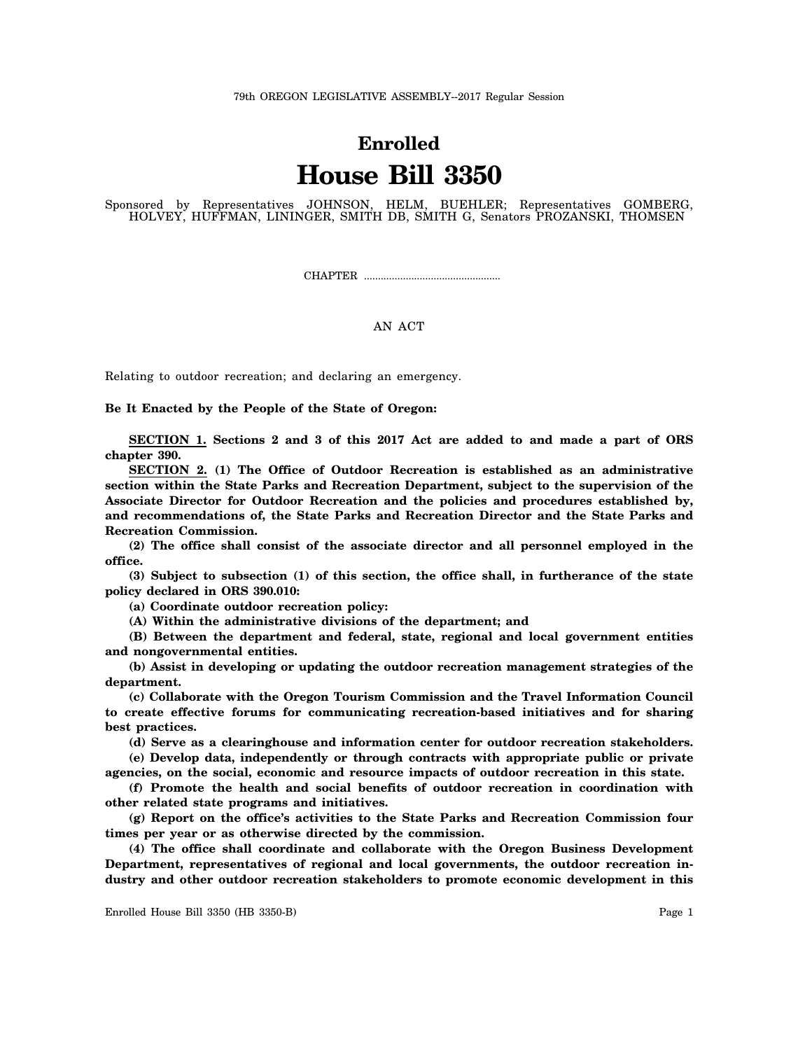79th OREGON LEGISLATIVE ASSEMBLY--2017 Regular Session

# Enrolled
# House Bill 3350

Sponsored by Representatives JOHNSON, HELM, BUEHLER; Representatives GOMBERG, HOLVEY, HUFFMAN, LININGER, SMITH DB, SMITH G, Senators PROZANSKI, THOMSEN

CHAPTER ................................................

AN ACT

Relating to outdoor recreation; and declaring an emergency.

**Be It Enacted by the People of the State of Oregon:**

**SECTION 1. Sections 2 and 3 of this 2017 Act are added to and made a part of ORS chapter 390.**

**SECTION 2. (1) The Office of Outdoor Recreation is established as an administrative section within the State Parks and Recreation Department, subject to the supervision of the Associate Director for Outdoor Recreation and the policies and procedures established by, and recommendations of, the State Parks and Recreation Director and the State Parks and Recreation Commission.**

**(2) The office shall consist of the associate director and all personnel employed in the office.**

**(3) Subject to subsection (1) of this section, the office shall, in furtherance of the state policy declared in ORS 390.010:**

**(a) Coordinate outdoor recreation policy:**

**(A) Within the administrative divisions of the department; and**

**(B) Between the department and federal, state, regional and local government entities and nongovernmental entities.**

**(b) Assist in developing or updating the outdoor recreation management strategies of the department.**

**(c) Collaborate with the Oregon Tourism Commission and the Travel Information Council to create effective forums for communicating recreation-based initiatives and for sharing best practices.**

**(d) Serve as a clearinghouse and information center for outdoor recreation stakeholders.**

**(e) Develop data, independently or through contracts with appropriate public or private agencies, on the social, economic and resource impacts of outdoor recreation in this state.**

**(f) Promote the health and social benefits of outdoor recreation in coordination with other related state programs and initiatives.**

**(g) Report on the office's activities to the State Parks and Recreation Commission four times per year or as otherwise directed by the commission.**

**(4) The office shall coordinate and collaborate with the Oregon Business Development Department, representatives of regional and local governments, the outdoor recreation industry and other outdoor recreation stakeholders to promote economic development in this**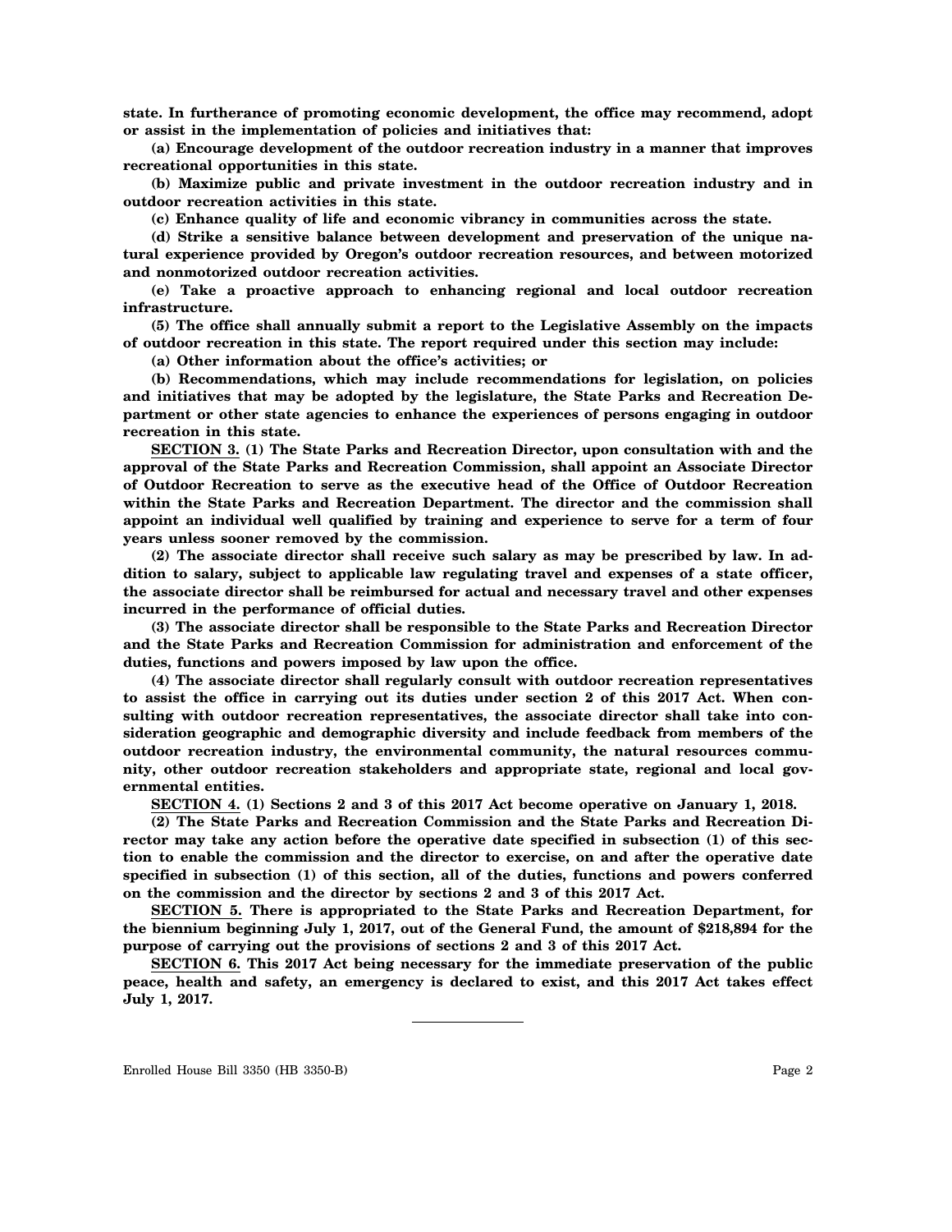**state. In furtherance of promoting economic development, the office may recommend, adopt or assist in the implementation of policies and initiatives that:**

**(a) Encourage development of the outdoor recreation industry in a manner that improves recreational opportunities in this state.**

**(b) Maximize public and private investment in the outdoor recreation industry and in outdoor recreation activities in this state.**

**(c) Enhance quality of life and economic vibrancy in communities across the state.**

**(d) Strike a sensitive balance between development and preservation of the unique natural experience provided by Oregon's outdoor recreation resources, and between motorized and nonmotorized outdoor recreation activities.**

**(e) Take a proactive approach to enhancing regional and local outdoor recreation infrastructure.**

**(5) The office shall annually submit a report to the Legislative Assembly on the impacts of outdoor recreation in this state. The report required under this section may include:**

**(a) Other information about the office's activities; or**

**(b) Recommendations, which may include recommendations for legislation, on policies and initiatives that may be adopted by the legislature, the State Parks and Recreation Department or other state agencies to enhance the experiences of persons engaging in outdoor recreation in this state.**

**<u>SECTION 3.</u> (1) The State Parks and Recreation Director, upon consultation with and the approval of the State Parks and Recreation Commission, shall appoint an Associate Director of Outdoor Recreation to serve as the executive head of the Office of Outdoor Recreation within the State Parks and Recreation Department. The director and the commission shall appoint an individual well qualified by training and experience to serve for a term of four years unless sooner removed by the commission.**

**(2) The associate director shall receive such salary as may be prescribed by law. In addition to salary, subject to applicable law regulating travel and expenses of a state officer, the associate director shall be reimbursed for actual and necessary travel and other expenses incurred in the performance of official duties.**

**(3) The associate director shall be responsible to the State Parks and Recreation Director and the State Parks and Recreation Commission for administration and enforcement of the duties, functions and powers imposed by law upon the office.**

**(4) The associate director shall regularly consult with outdoor recreation representatives to assist the office in carrying out its duties under section 2 of this 2017 Act. When consulting with outdoor recreation representatives, the associate director shall take into consideration geographic and demographic diversity and include feedback from members of the outdoor recreation industry, the environmental community, the natural resources community, other outdoor recreation stakeholders and appropriate state, regional and local governmental entities.**

**<u>SECTION 4.</u> (1) Sections 2 and 3 of this 2017 Act become operative on January 1, 2018.**

**(2) The State Parks and Recreation Commission and the State Parks and Recreation Director may take any action before the operative date specified in subsection (1) of this section to enable the commission and the director to exercise, on and after the operative date specified in subsection (1) of this section, all of the duties, functions and powers conferred on the commission and the director by sections 2 and 3 of this 2017 Act.**

**<u>SECTION 5.</u> There is appropriated to the State Parks and Recreation Department, for the biennium beginning July 1, 2017, out of the General Fund, the amount of $218,894 for the purpose of carrying out the provisions of sections 2 and 3 of this 2017 Act.**

**<u>SECTION 6.</u> This 2017 Act being necessary for the immediate preservation of the public peace, health and safety, an emergency is declared to exist, and this 2017 Act takes effect July 1, 2017.**

---

Enrolled House Bill 3350 (HB 3350-B)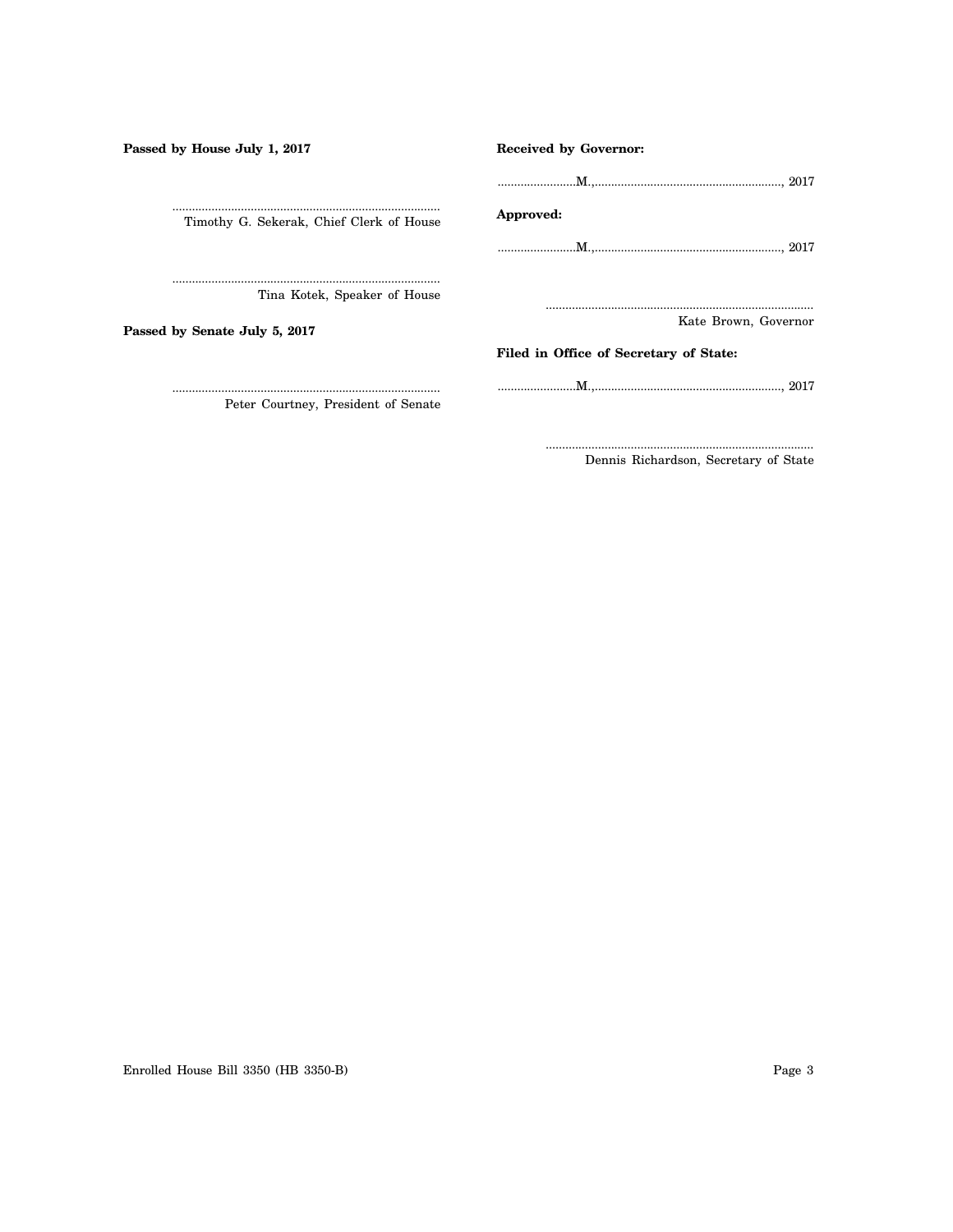**Passed by House July 1, 2017**

..................................................................................
Timothy G. Sekerak, Chief Clerk of House

..................................................................................
Tina Kotek, Speaker of House

**Passed by Senate July 5, 2017**

..................................................................................
Peter Courtney, President of Senate

**Received by Governor:**

........................M.,.........................................................., 2017

**Approved:**

........................M.,.........................................................., 2017

..................................................................................
Kate Brown, Governor

**Filed in Office of Secretary of State:**

........................M.,.........................................................., 2017

..................................................................................
Dennis Richardson, Secretary of State